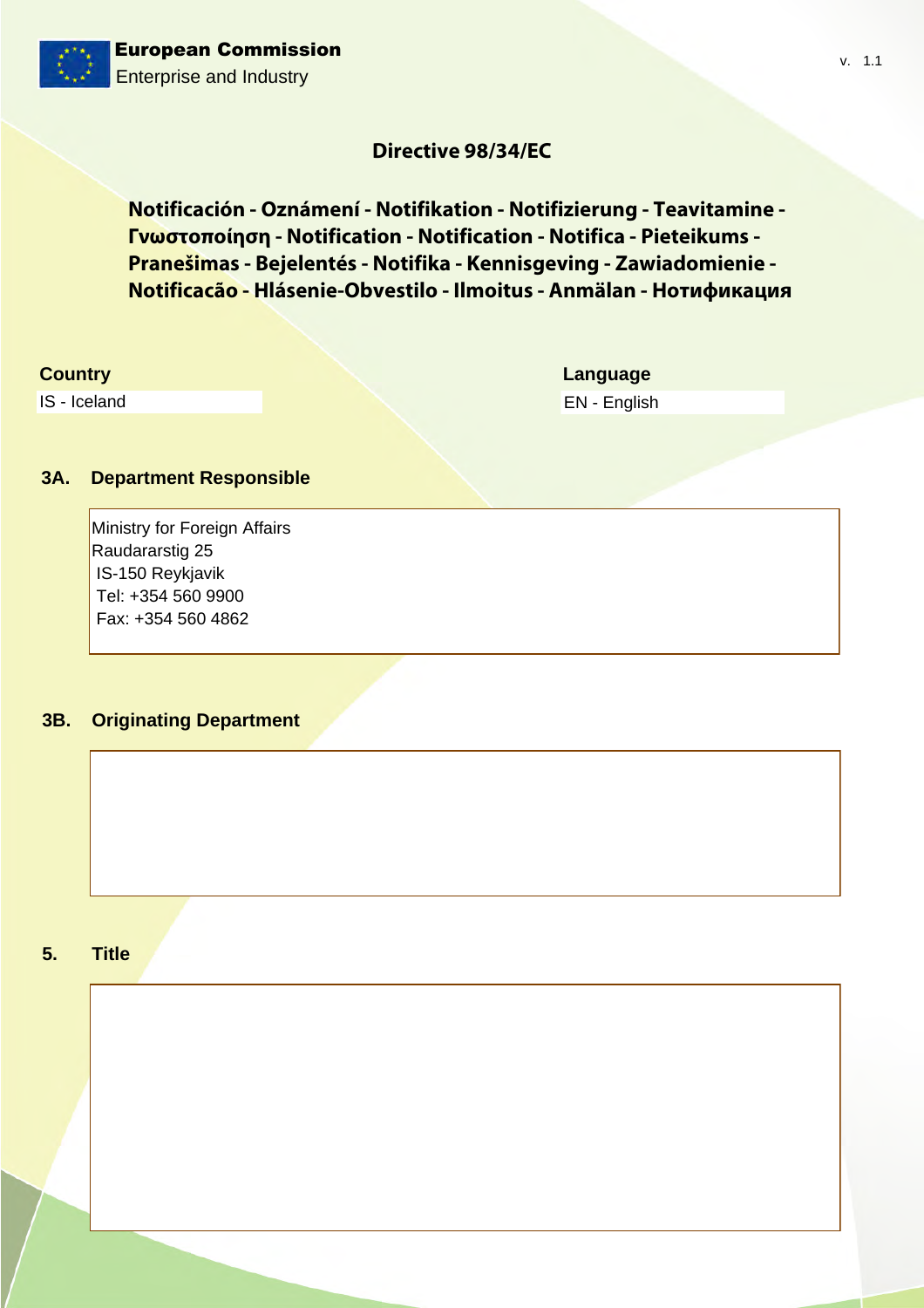European Commission
Enterprise and Industry

v. 1.1

## Directive 98/34/EC

**Notificación - Oznámení - Notifikation - Notifizierung - Teavitamine - Γνωστοποίηση - Notification - Notification - Notifica - Pieteikums - Pranešimas - Bejelentés - Notifika - Kennisgeving - Zawiadomienie - Notificacão - Hlásenie-Obvestilo - Ilmoitus - Anmälan - Нотификация**

**Country**
IS - Iceland

**Language**
EN - English

### 3A. Department Responsible

Ministry for Foreign Affairs
Raudararstig 25
IS-150 Reykjavik
Tel: +354 560 9900
Fax: +354 560 4862

### 3B. Originating Department

### 5. Title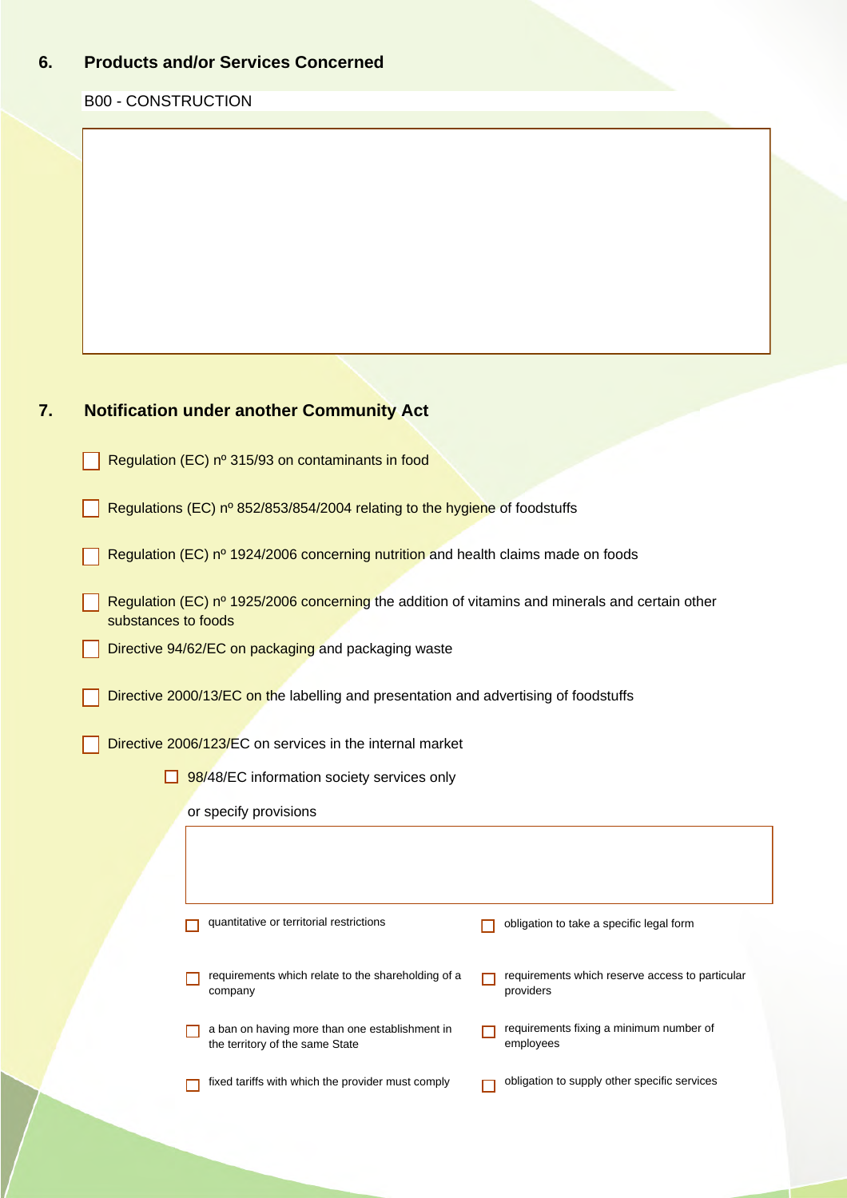## 6. Products and/or Services Concerned

B00 - CONSTRUCTION

## 7. Notification under another Community Act

- [ ] Regulation (EC) nº 315/93 on contaminants in food
- [ ] Regulations (EC) nº 852/853/854/2004 relating to the hygiene of foodstuffs
- [ ] Regulation (EC) nº 1924/2006 concerning nutrition and health claims made on foods
- [ ] Regulation (EC) nº 1925/2006 concerning the addition of vitamins and minerals and certain other substances to foods
- [ ] Directive 94/62/EC on packaging and packaging waste
- [ ] Directive 2000/13/EC on the labelling and presentation and advertising of foodstuffs
- [ ] Directive 2006/123/EC on services in the internal market
  - [ ] 98/48/EC information society services only

  or specify provisions

  - [ ] quantitative or territorial restrictions
  - [ ] obligation to take a specific legal form
  - [ ] requirements which relate to the shareholding of a company
  - [ ] requirements which reserve access to particular providers
  - [ ] a ban on having more than one establishment in the territory of the same State
  - [ ] requirements fixing a minimum number of employees
  - [ ] fixed tariffs with which the provider must comply
  - [ ] obligation to supply other specific services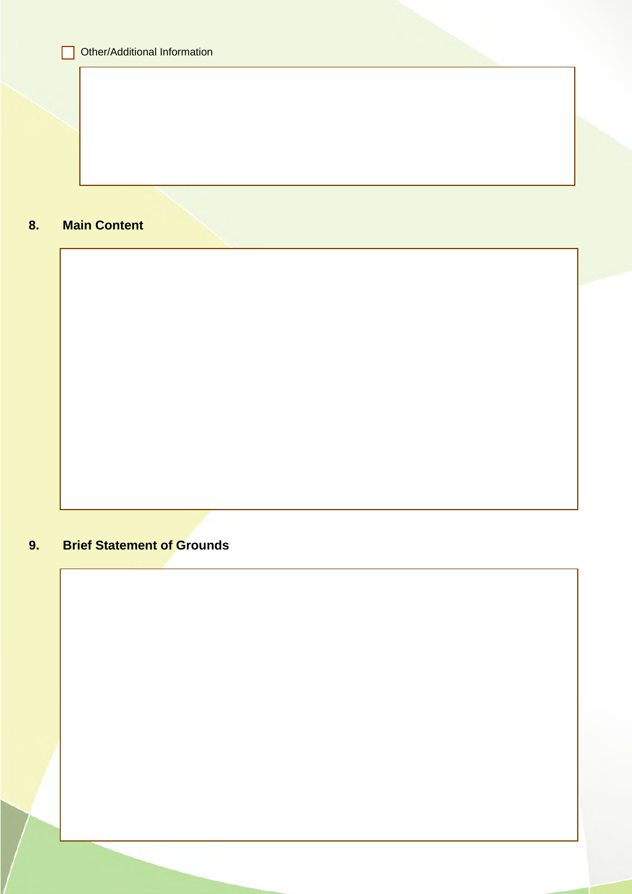☐ Other/Additional Information

## 8. Main Content

## 9. Brief Statement of Grounds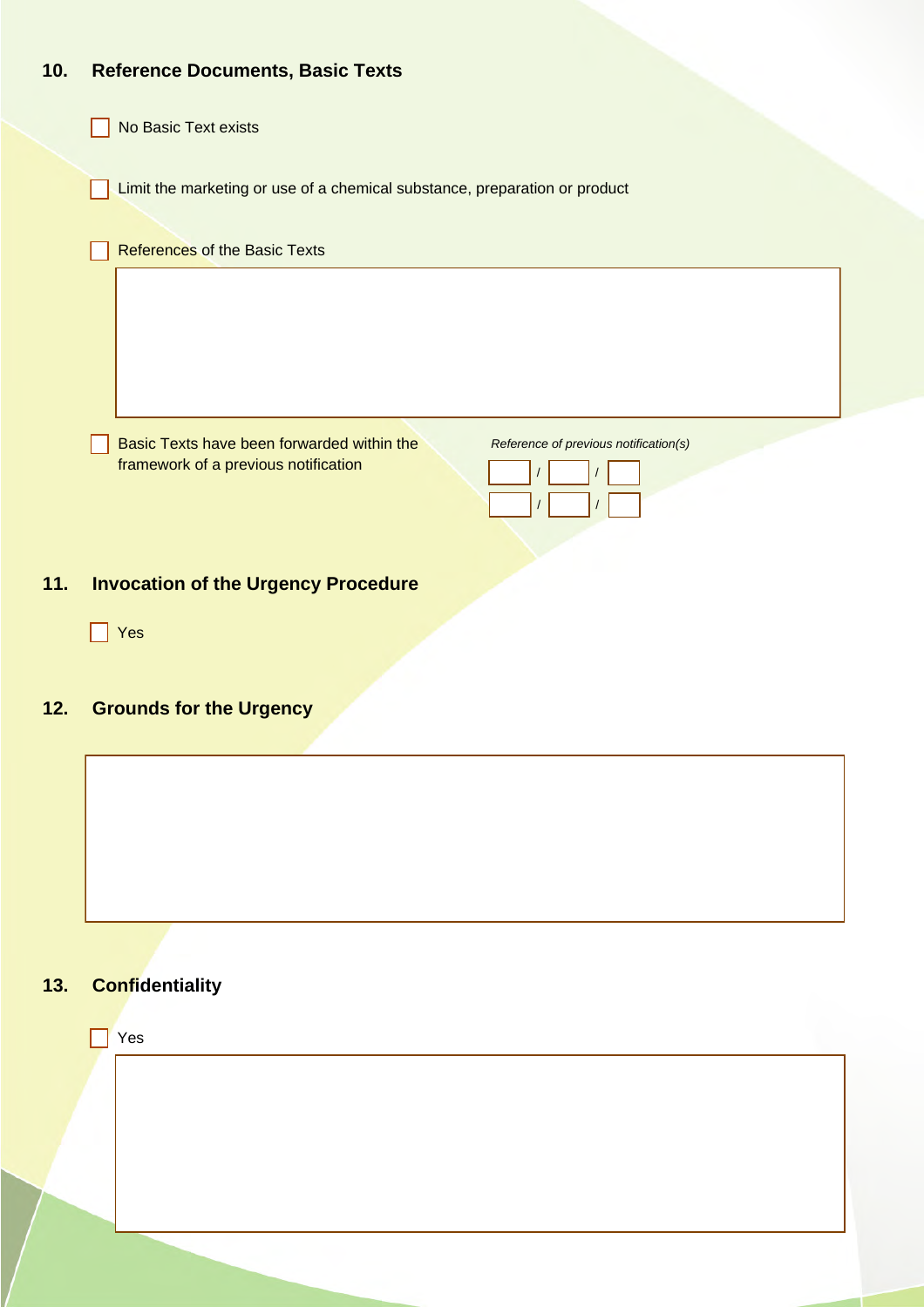## 10. Reference Documents, Basic Texts

- [ ] No Basic Text exists

- [ ] Limit the marketing or use of a chemical substance, preparation or product

- [ ] References of the Basic Texts

- [ ] Basic Texts have been forwarded within the framework of a previous notification

*Reference of previous notification(s)*

/ /

/ /

## 11. Invocation of the Urgency Procedure

- [ ] Yes

## 12. Grounds for the Urgency

## 13. Confidentiality

- [ ] Yes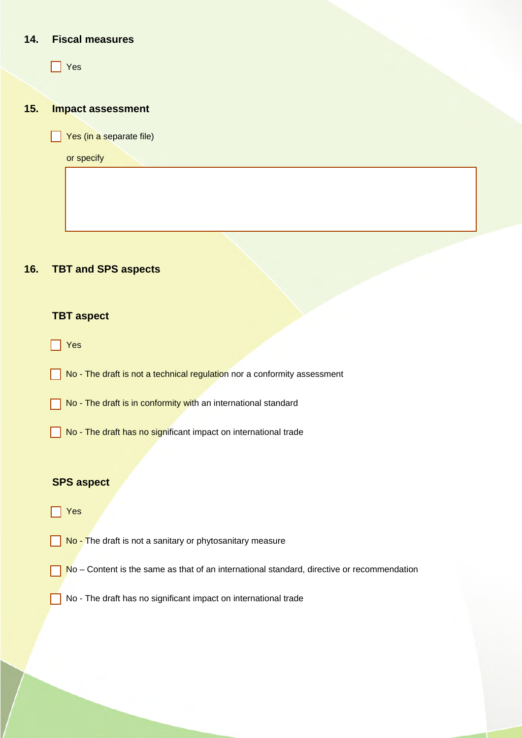## 14. Fiscal measures

- [ ] Yes

## 15. Impact assessment

- [ ] Yes (in a separate file)

or specify

## 16. TBT and SPS aspects

### TBT aspect

- [ ] Yes
- [ ] No - The draft is not a technical regulation nor a conformity assessment
- [ ] No - The draft is in conformity with an international standard
- [ ] No - The draft has no significant impact on international trade

### SPS aspect

- [ ] Yes
- [ ] No - The draft is not a sanitary or phytosanitary measure
- [ ] No – Content is the same as that of an international standard, directive or recommendation
- [ ] No - The draft has no significant impact on international trade